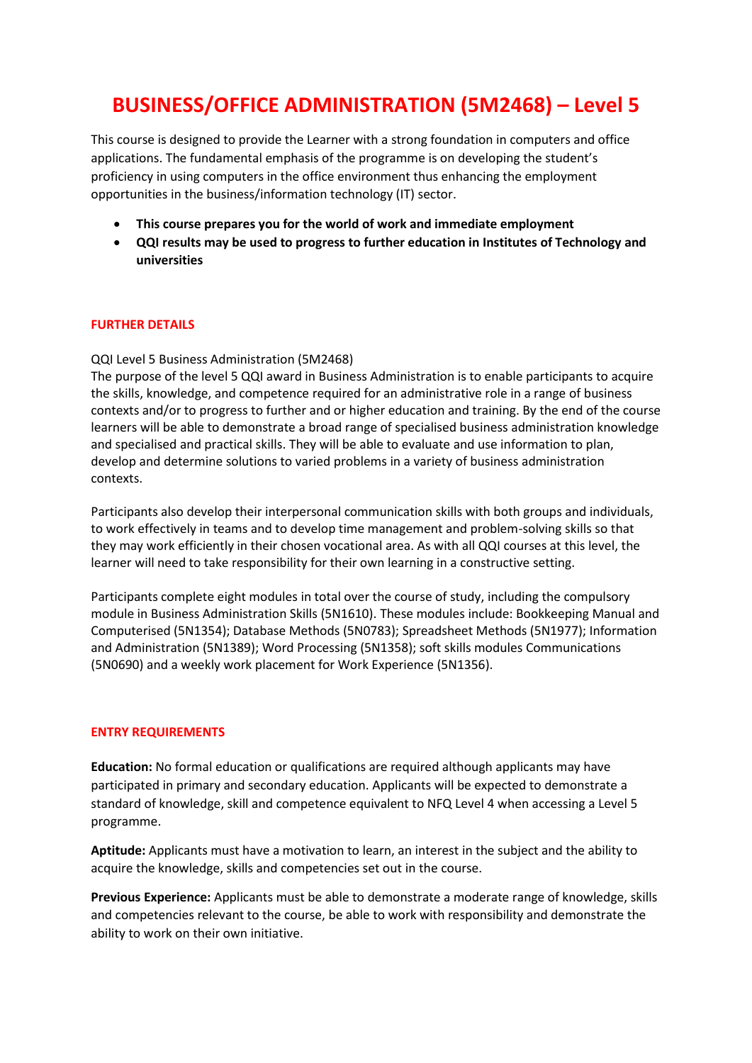# BUSINESS/OFFICE ADMINISTRATION (5M2468) – Level 5

This course is designed to provide the Learner with a strong foundation in computers and office applications. The fundamental emphasis of the programme is on developing the student's proficiency in using computers in the office environment thus enhancing the employment opportunities in the business/information technology (IT) sector.

- **This course prepares you for the world of work and immediate employment**
- **QQI results may be used to progress to further education in Institutes of Technology and universities**

## FURTHER DETAILS

QQI Level 5 Business Administration (5M2468)
The purpose of the level 5 QQI award in Business Administration is to enable participants to acquire the skills, knowledge, and competence required for an administrative role in a range of business contexts and/or to progress to further and or higher education and training. By the end of the course learners will be able to demonstrate a broad range of specialised business administration knowledge and specialised and practical skills. They will be able to evaluate and use information to plan, develop and determine solutions to varied problems in a variety of business administration contexts.

Participants also develop their interpersonal communication skills with both groups and individuals, to work effectively in teams and to develop time management and problem-solving skills so that they may work efficiently in their chosen vocational area. As with all QQI courses at this level, the learner will need to take responsibility for their own learning in a constructive setting.

Participants complete eight modules in total over the course of study, including the compulsory module in Business Administration Skills (5N1610). These modules include: Bookkeeping Manual and Computerised (5N1354); Database Methods (5N0783); Spreadsheet Methods (5N1977); Information and Administration (5N1389); Word Processing (5N1358); soft skills modules Communications (5N0690) and a weekly work placement for Work Experience (5N1356).

## ENTRY REQUIREMENTS

**Education:** No formal education or qualifications are required although applicants may have participated in primary and secondary education. Applicants will be expected to demonstrate a standard of knowledge, skill and competence equivalent to NFQ Level 4 when accessing a Level 5 programme.

**Aptitude:** Applicants must have a motivation to learn, an interest in the subject and the ability to acquire the knowledge, skills and competencies set out in the course.

**Previous Experience:** Applicants must be able to demonstrate a moderate range of knowledge, skills and competencies relevant to the course, be able to work with responsibility and demonstrate the ability to work on their own initiative.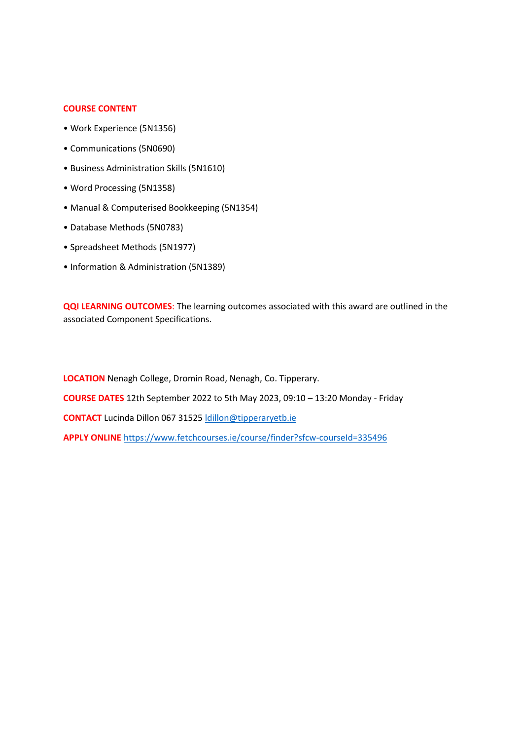## COURSE CONTENT

- Work Experience (5N1356)
- Communications (5N0690)
- Business Administration Skills (5N1610)
- Word Processing (5N1358)
- Manual & Computerised Bookkeeping (5N1354)
- Database Methods (5N0783)
- Spreadsheet Methods (5N1977)
- Information & Administration (5N1389)

**QQI LEARNING OUTCOMES**: The learning outcomes associated with this award are outlined in the associated Component Specifications.

**LOCATION** Nenagh College, Dromin Road, Nenagh, Co. Tipperary.

**COURSE DATES** 12th September 2022 to 5th May 2023, 09:10 – 13:20 Monday - Friday

**CONTACT** Lucinda Dillon 067 31525 ldillon@tipperaryetb.ie

**APPLY ONLINE** https://www.fetchcourses.ie/course/finder?sfcw-courseId=335496